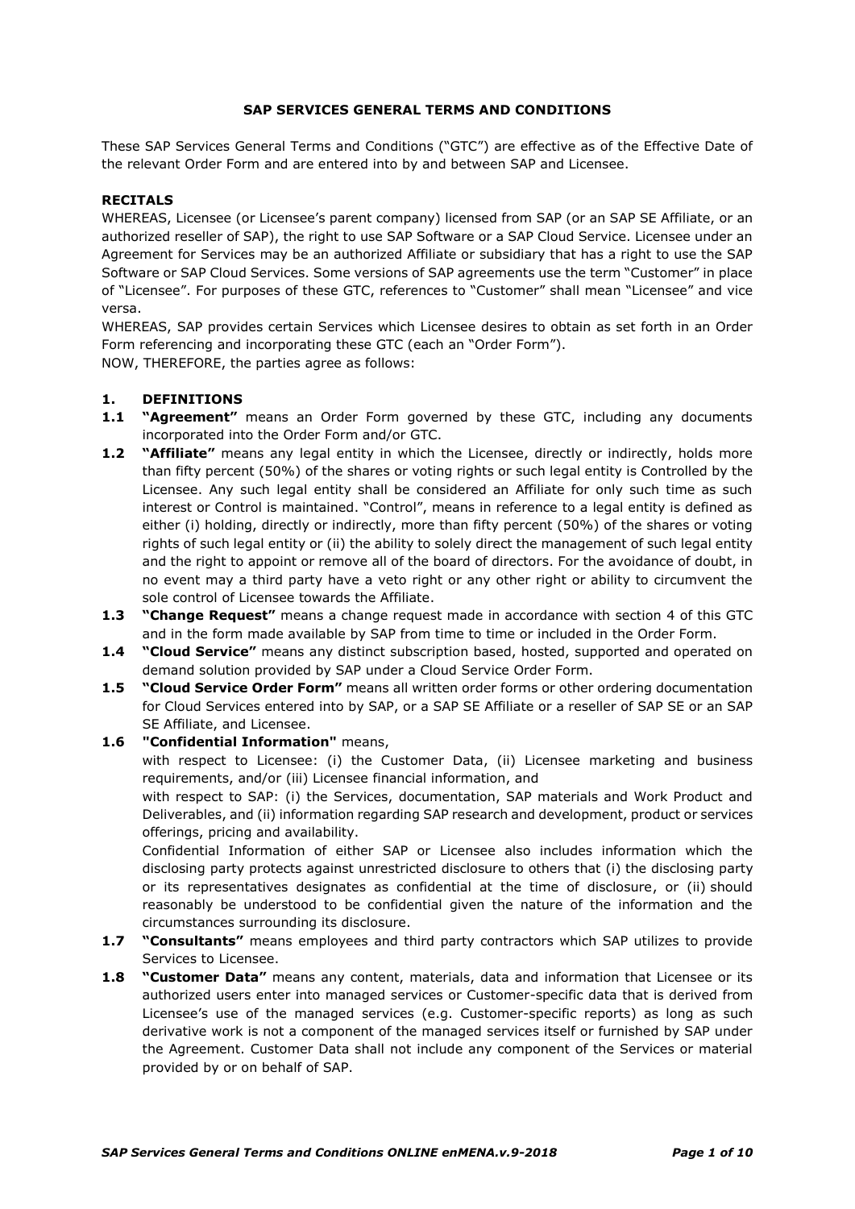# SAP SERVICES GENERAL TERMS AND CONDITIONS

These SAP Services General Terms and Conditions ("GTC") are effective as of the Effective Date of the relevant Order Form and are entered into by and between SAP and Licensee.

**RECITALS**

WHEREAS, Licensee (or Licensee's parent company) licensed from SAP (or an SAP SE Affiliate, or an authorized reseller of SAP), the right to use SAP Software or a SAP Cloud Service. Licensee under an Agreement for Services may be an authorized Affiliate or subsidiary that has a right to use the SAP Software or SAP Cloud Services. Some versions of SAP agreements use the term "Customer" in place of "Licensee". For purposes of these GTC, references to "Customer" shall mean "Licensee" and vice versa.

WHEREAS, SAP provides certain Services which Licensee desires to obtain as set forth in an Order Form referencing and incorporating these GTC (each an "Order Form").

NOW, THEREFORE, the parties agree as follows:

## 1. DEFINITIONS

**1.1 "Agreement"** means an Order Form governed by these GTC, including any documents incorporated into the Order Form and/or GTC.

**1.2 "Affiliate"** means any legal entity in which the Licensee, directly or indirectly, holds more than fifty percent (50%) of the shares or voting rights or such legal entity is Controlled by the Licensee. Any such legal entity shall be considered an Affiliate for only such time as such interest or Control is maintained. "Control", means in reference to a legal entity is defined as either (i) holding, directly or indirectly, more than fifty percent (50%) of the shares or voting rights of such legal entity or (ii) the ability to solely direct the management of such legal entity and the right to appoint or remove all of the board of directors. For the avoidance of doubt, in no event may a third party have a veto right or any other right or ability to circumvent the sole control of Licensee towards the Affiliate.

**1.3 "Change Request"** means a change request made in accordance with section 4 of this GTC and in the form made available by SAP from time to time or included in the Order Form.

**1.4 "Cloud Service"** means any distinct subscription based, hosted, supported and operated on demand solution provided by SAP under a Cloud Service Order Form.

**1.5 "Cloud Service Order Form"** means all written order forms or other ordering documentation for Cloud Services entered into by SAP, or a SAP SE Affiliate or a reseller of SAP SE or an SAP SE Affiliate, and Licensee.

**1.6 "Confidential Information"** means,

with respect to Licensee: (i) the Customer Data, (ii) Licensee marketing and business requirements, and/or (iii) Licensee financial information, and

with respect to SAP: (i) the Services, documentation, SAP materials and Work Product and Deliverables, and (ii) information regarding SAP research and development, product or services offerings, pricing and availability.

Confidential Information of either SAP or Licensee also includes information which the disclosing party protects against unrestricted disclosure to others that (i) the disclosing party or its representatives designates as confidential at the time of disclosure, or (ii) should reasonably be understood to be confidential given the nature of the information and the circumstances surrounding its disclosure.

**1.7 "Consultants"** means employees and third party contractors which SAP utilizes to provide Services to Licensee.

**1.8 "Customer Data"** means any content, materials, data and information that Licensee or its authorized users enter into managed services or Customer-specific data that is derived from Licensee's use of the managed services (e.g. Customer-specific reports) as long as such derivative work is not a component of the managed services itself or furnished by SAP under the Agreement. Customer Data shall not include any component of the Services or material provided by or on behalf of SAP.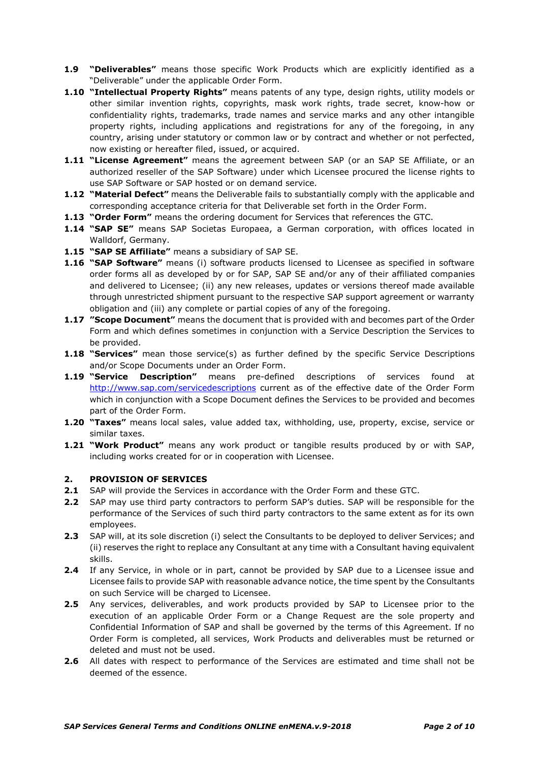**1.9** **"Deliverables"** means those specific Work Products which are explicitly identified as a "Deliverable" under the applicable Order Form.

**1.10** **"Intellectual Property Rights"** means patents of any type, design rights, utility models or other similar invention rights, copyrights, mask work rights, trade secret, know-how or confidentiality rights, trademarks, trade names and service marks and any other intangible property rights, including applications and registrations for any of the foregoing, in any country, arising under statutory or common law or by contract and whether or not perfected, now existing or hereafter filed, issued, or acquired.

**1.11** **"License Agreement"** means the agreement between SAP (or an SAP SE Affiliate, or an authorized reseller of the SAP Software) under which Licensee procured the license rights to use SAP Software or SAP hosted or on demand service.

**1.12** **"Material Defect"** means the Deliverable fails to substantially comply with the applicable and corresponding acceptance criteria for that Deliverable set forth in the Order Form.

**1.13** **"Order Form"** means the ordering document for Services that references the GTC.

**1.14** **"SAP SE"** means SAP Societas Europaea, a German corporation, with offices located in Walldorf, Germany.

**1.15** **"SAP SE Affiliate"** means a subsidiary of SAP SE.

**1.16** **"SAP Software"** means (i) software products licensed to Licensee as specified in software order forms all as developed by or for SAP, SAP SE and/or any of their affiliated companies and delivered to Licensee; (ii) any new releases, updates or versions thereof made available through unrestricted shipment pursuant to the respective SAP support agreement or warranty obligation and (iii) any complete or partial copies of any of the foregoing.

**1.17** **"Scope Document"** means the document that is provided with and becomes part of the Order Form and which defines sometimes in conjunction with a Service Description the Services to be provided.

**1.18** **"Services"** mean those service(s) as further defined by the specific Service Descriptions and/or Scope Documents under an Order Form.

**1.19** **"Service Description"** means pre-defined descriptions of services found at http://www.sap.com/servicedescriptions current as of the effective date of the Order Form which in conjunction with a Scope Document defines the Services to be provided and becomes part of the Order Form.

**1.20** **"Taxes"** means local sales, value added tax, withholding, use, property, excise, service or similar taxes.

**1.21** **"Work Product"** means any work product or tangible results produced by or with SAP, including works created for or in cooperation with Licensee.

## 2. PROVISION OF SERVICES

**2.1** SAP will provide the Services in accordance with the Order Form and these GTC.

**2.2** SAP may use third party contractors to perform SAP's duties. SAP will be responsible for the performance of the Services of such third party contractors to the same extent as for its own employees.

**2.3** SAP will, at its sole discretion (i) select the Consultants to be deployed to deliver Services; and (ii) reserves the right to replace any Consultant at any time with a Consultant having equivalent skills.

**2.4** If any Service, in whole or in part, cannot be provided by SAP due to a Licensee issue and Licensee fails to provide SAP with reasonable advance notice, the time spent by the Consultants on such Service will be charged to Licensee.

**2.5** Any services, deliverables, and work products provided by SAP to Licensee prior to the execution of an applicable Order Form or a Change Request are the sole property and Confidential Information of SAP and shall be governed by the terms of this Agreement. If no Order Form is completed, all services, Work Products and deliverables must be returned or deleted and must not be used.

**2.6** All dates with respect to performance of the Services are estimated and time shall not be deemed of the essence.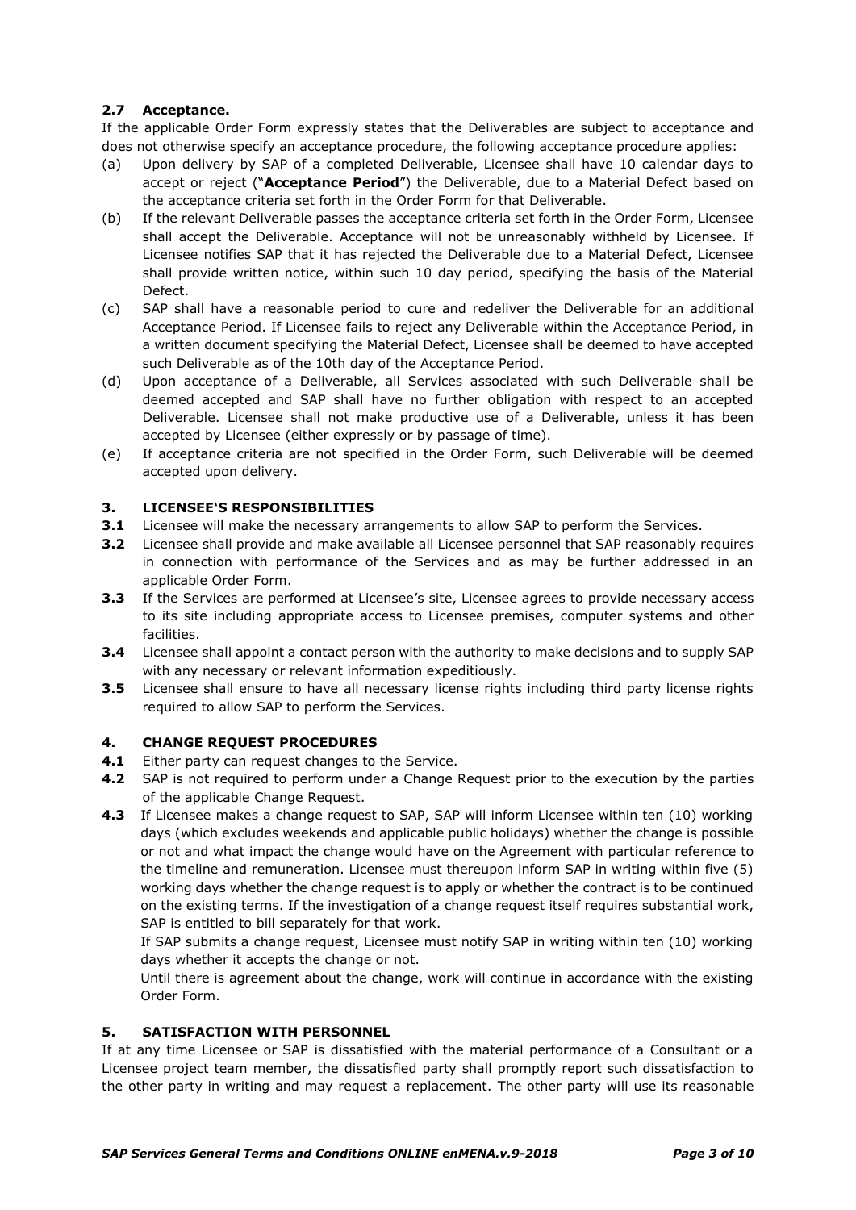### 2.7 Acceptance.

If the applicable Order Form expressly states that the Deliverables are subject to acceptance and does not otherwise specify an acceptance procedure, the following acceptance procedure applies:

(a) Upon delivery by SAP of a completed Deliverable, Licensee shall have 10 calendar days to accept or reject ("**Acceptance Period**") the Deliverable, due to a Material Defect based on the acceptance criteria set forth in the Order Form for that Deliverable.

(b) If the relevant Deliverable passes the acceptance criteria set forth in the Order Form, Licensee shall accept the Deliverable. Acceptance will not be unreasonably withheld by Licensee. If Licensee notifies SAP that it has rejected the Deliverable due to a Material Defect, Licensee shall provide written notice, within such 10 day period, specifying the basis of the Material Defect.

(c) SAP shall have a reasonable period to cure and redeliver the Deliverable for an additional Acceptance Period. If Licensee fails to reject any Deliverable within the Acceptance Period, in a written document specifying the Material Defect, Licensee shall be deemed to have accepted such Deliverable as of the 10th day of the Acceptance Period.

(d) Upon acceptance of a Deliverable, all Services associated with such Deliverable shall be deemed accepted and SAP shall have no further obligation with respect to an accepted Deliverable. Licensee shall not make productive use of a Deliverable, unless it has been accepted by Licensee (either expressly or by passage of time).

(e) If acceptance criteria are not specified in the Order Form, such Deliverable will be deemed accepted upon delivery.

## 3. LICENSEE'S RESPONSIBILITIES

**3.1** Licensee will make the necessary arrangements to allow SAP to perform the Services.

**3.2** Licensee shall provide and make available all Licensee personnel that SAP reasonably requires in connection with performance of the Services and as may be further addressed in an applicable Order Form.

**3.3** If the Services are performed at Licensee's site, Licensee agrees to provide necessary access to its site including appropriate access to Licensee premises, computer systems and other facilities.

**3.4** Licensee shall appoint a contact person with the authority to make decisions and to supply SAP with any necessary or relevant information expeditiously.

**3.5** Licensee shall ensure to have all necessary license rights including third party license rights required to allow SAP to perform the Services.

## 4. CHANGE REQUEST PROCEDURES

**4.1** Either party can request changes to the Service.

**4.2** SAP is not required to perform under a Change Request prior to the execution by the parties of the applicable Change Request.

**4.3** If Licensee makes a change request to SAP, SAP will inform Licensee within ten (10) working days (which excludes weekends and applicable public holidays) whether the change is possible or not and what impact the change would have on the Agreement with particular reference to the timeline and remuneration. Licensee must thereupon inform SAP in writing within five (5) working days whether the change request is to apply or whether the contract is to be continued on the existing terms. If the investigation of a change request itself requires substantial work, SAP is entitled to bill separately for that work.

If SAP submits a change request, Licensee must notify SAP in writing within ten (10) working days whether it accepts the change or not.

Until there is agreement about the change, work will continue in accordance with the existing Order Form.

## 5. SATISFACTION WITH PERSONNEL

If at any time Licensee or SAP is dissatisfied with the material performance of a Consultant or a Licensee project team member, the dissatisfied party shall promptly report such dissatisfaction to the other party in writing and may request a replacement. The other party will use its reasonable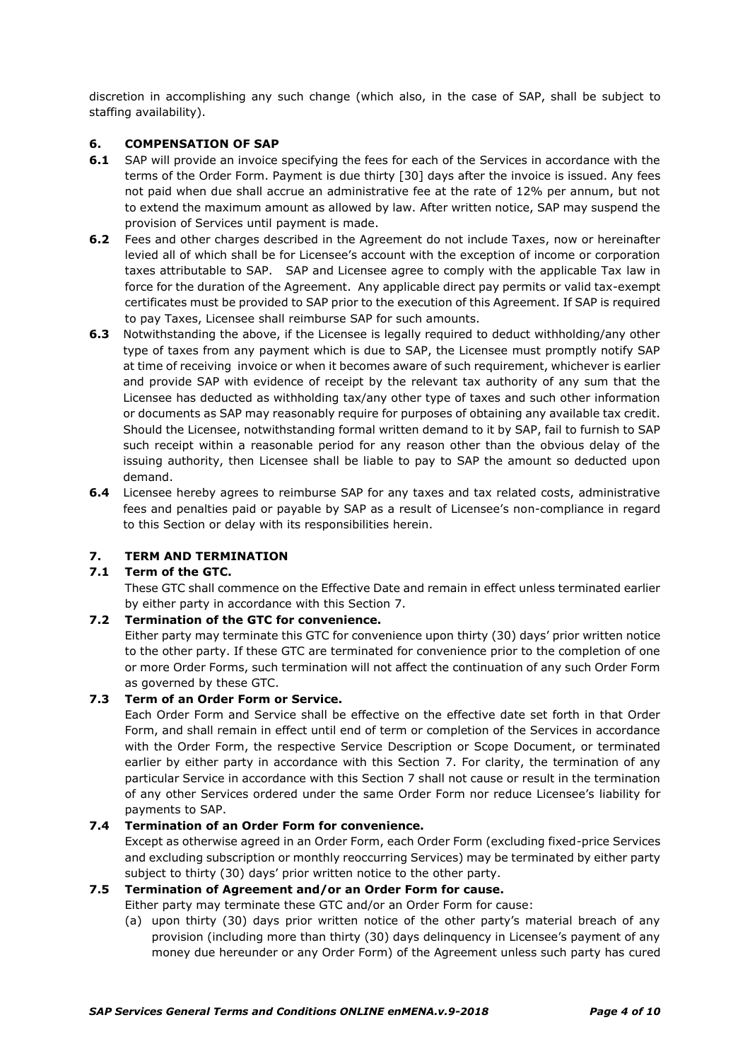discretion in accomplishing any such change (which also, in the case of SAP, shall be subject to staffing availability).

## 6. COMPENSATION OF SAP

**6.1** SAP will provide an invoice specifying the fees for each of the Services in accordance with the terms of the Order Form. Payment is due thirty [30] days after the invoice is issued. Any fees not paid when due shall accrue an administrative fee at the rate of 12% per annum, but not to extend the maximum amount as allowed by law. After written notice, SAP may suspend the provision of Services until payment is made.

**6.2** Fees and other charges described in the Agreement do not include Taxes, now or hereinafter levied all of which shall be for Licensee's account with the exception of income or corporation taxes attributable to SAP. SAP and Licensee agree to comply with the applicable Tax law in force for the duration of the Agreement. Any applicable direct pay permits or valid tax-exempt certificates must be provided to SAP prior to the execution of this Agreement. If SAP is required to pay Taxes, Licensee shall reimburse SAP for such amounts.

**6.3** Notwithstanding the above, if the Licensee is legally required to deduct withholding/any other type of taxes from any payment which is due to SAP, the Licensee must promptly notify SAP at time of receiving invoice or when it becomes aware of such requirement, whichever is earlier and provide SAP with evidence of receipt by the relevant tax authority of any sum that the Licensee has deducted as withholding tax/any other type of taxes and such other information or documents as SAP may reasonably require for purposes of obtaining any available tax credit. Should the Licensee, notwithstanding formal written demand to it by SAP, fail to furnish to SAP such receipt within a reasonable period for any reason other than the obvious delay of the issuing authority, then Licensee shall be liable to pay to SAP the amount so deducted upon demand.

**6.4** Licensee hereby agrees to reimburse SAP for any taxes and tax related costs, administrative fees and penalties paid or payable by SAP as a result of Licensee's non-compliance in regard to this Section or delay with its responsibilities herein.

## 7. TERM AND TERMINATION

### 7.1 Term of the GTC.

These GTC shall commence on the Effective Date and remain in effect unless terminated earlier by either party in accordance with this Section 7.

### 7.2 Termination of the GTC for convenience.

Either party may terminate this GTC for convenience upon thirty (30) days' prior written notice to the other party. If these GTC are terminated for convenience prior to the completion of one or more Order Forms, such termination will not affect the continuation of any such Order Form as governed by these GTC.

### 7.3 Term of an Order Form or Service.

Each Order Form and Service shall be effective on the effective date set forth in that Order Form, and shall remain in effect until end of term or completion of the Services in accordance with the Order Form, the respective Service Description or Scope Document, or terminated earlier by either party in accordance with this Section 7. For clarity, the termination of any particular Service in accordance with this Section 7 shall not cause or result in the termination of any other Services ordered under the same Order Form nor reduce Licensee's liability for payments to SAP.

### 7.4 Termination of an Order Form for convenience.

Except as otherwise agreed in an Order Form, each Order Form (excluding fixed-price Services and excluding subscription or monthly reoccurring Services) may be terminated by either party subject to thirty (30) days' prior written notice to the other party.

### 7.5 Termination of Agreement and/or an Order Form for cause.

Either party may terminate these GTC and/or an Order Form for cause:

(a) upon thirty (30) days prior written notice of the other party's material breach of any provision (including more than thirty (30) days delinquency in Licensee's payment of any money due hereunder or any Order Form) of the Agreement unless such party has cured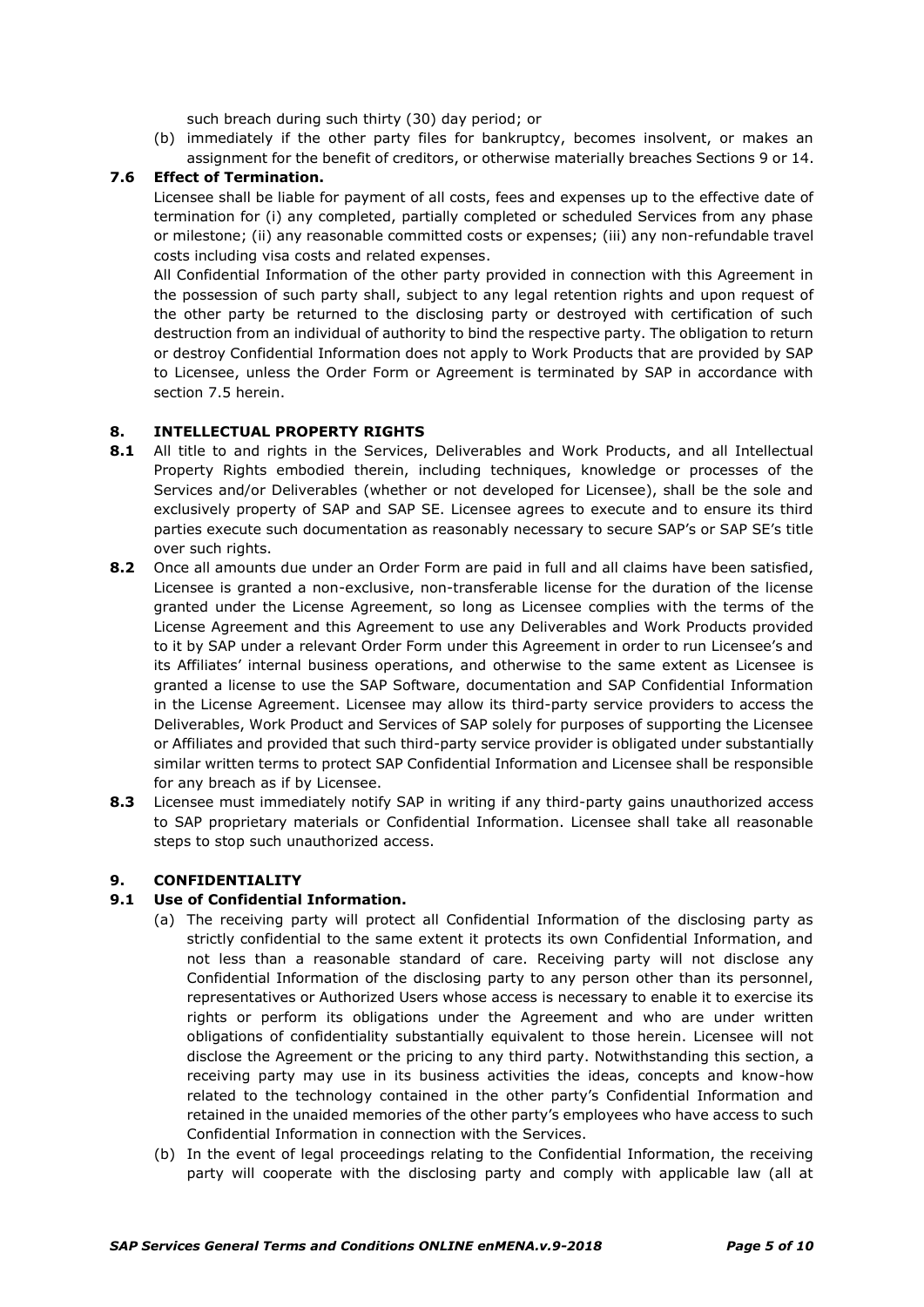such breach during such thirty (30) day period; or

(b) immediately if the other party files for bankruptcy, becomes insolvent, or makes an assignment for the benefit of creditors, or otherwise materially breaches Sections 9 or 14.

**7.6 Effect of Termination.**

Licensee shall be liable for payment of all costs, fees and expenses up to the effective date of termination for (i) any completed, partially completed or scheduled Services from any phase or milestone; (ii) any reasonable committed costs or expenses; (iii) any non-refundable travel costs including visa costs and related expenses.

All Confidential Information of the other party provided in connection with this Agreement in the possession of such party shall, subject to any legal retention rights and upon request of the other party be returned to the disclosing party or destroyed with certification of such destruction from an individual of authority to bind the respective party. The obligation to return or destroy Confidential Information does not apply to Work Products that are provided by SAP to Licensee, unless the Order Form or Agreement is terminated by SAP in accordance with section 7.5 herein.

## 8. INTELLECTUAL PROPERTY RIGHTS

**8.1** All title to and rights in the Services, Deliverables and Work Products, and all Intellectual Property Rights embodied therein, including techniques, knowledge or processes of the Services and/or Deliverables (whether or not developed for Licensee), shall be the sole and exclusively property of SAP and SAP SE. Licensee agrees to execute and to ensure its third parties execute such documentation as reasonably necessary to secure SAP's or SAP SE's title over such rights.

**8.2** Once all amounts due under an Order Form are paid in full and all claims have been satisfied, Licensee is granted a non-exclusive, non-transferable license for the duration of the license granted under the License Agreement, so long as Licensee complies with the terms of the License Agreement and this Agreement to use any Deliverables and Work Products provided to it by SAP under a relevant Order Form under this Agreement in order to run Licensee's and its Affiliates' internal business operations, and otherwise to the same extent as Licensee is granted a license to use the SAP Software, documentation and SAP Confidential Information in the License Agreement. Licensee may allow its third-party service providers to access the Deliverables, Work Product and Services of SAP solely for purposes of supporting the Licensee or Affiliates and provided that such third-party service provider is obligated under substantially similar written terms to protect SAP Confidential Information and Licensee shall be responsible for any breach as if by Licensee.

**8.3** Licensee must immediately notify SAP in writing if any third-party gains unauthorized access to SAP proprietary materials or Confidential Information. Licensee shall take all reasonable steps to stop such unauthorized access.

## 9. CONFIDENTIALITY

**9.1 Use of Confidential Information.**

(a) The receiving party will protect all Confidential Information of the disclosing party as strictly confidential to the same extent it protects its own Confidential Information, and not less than a reasonable standard of care. Receiving party will not disclose any Confidential Information of the disclosing party to any person other than its personnel, representatives or Authorized Users whose access is necessary to enable it to exercise its rights or perform its obligations under the Agreement and who are under written obligations of confidentiality substantially equivalent to those herein. Licensee will not disclose the Agreement or the pricing to any third party. Notwithstanding this section, a receiving party may use in its business activities the ideas, concepts and know-how related to the technology contained in the other party's Confidential Information and retained in the unaided memories of the other party's employees who have access to such Confidential Information in connection with the Services.

(b) In the event of legal proceedings relating to the Confidential Information, the receiving party will cooperate with the disclosing party and comply with applicable law (all at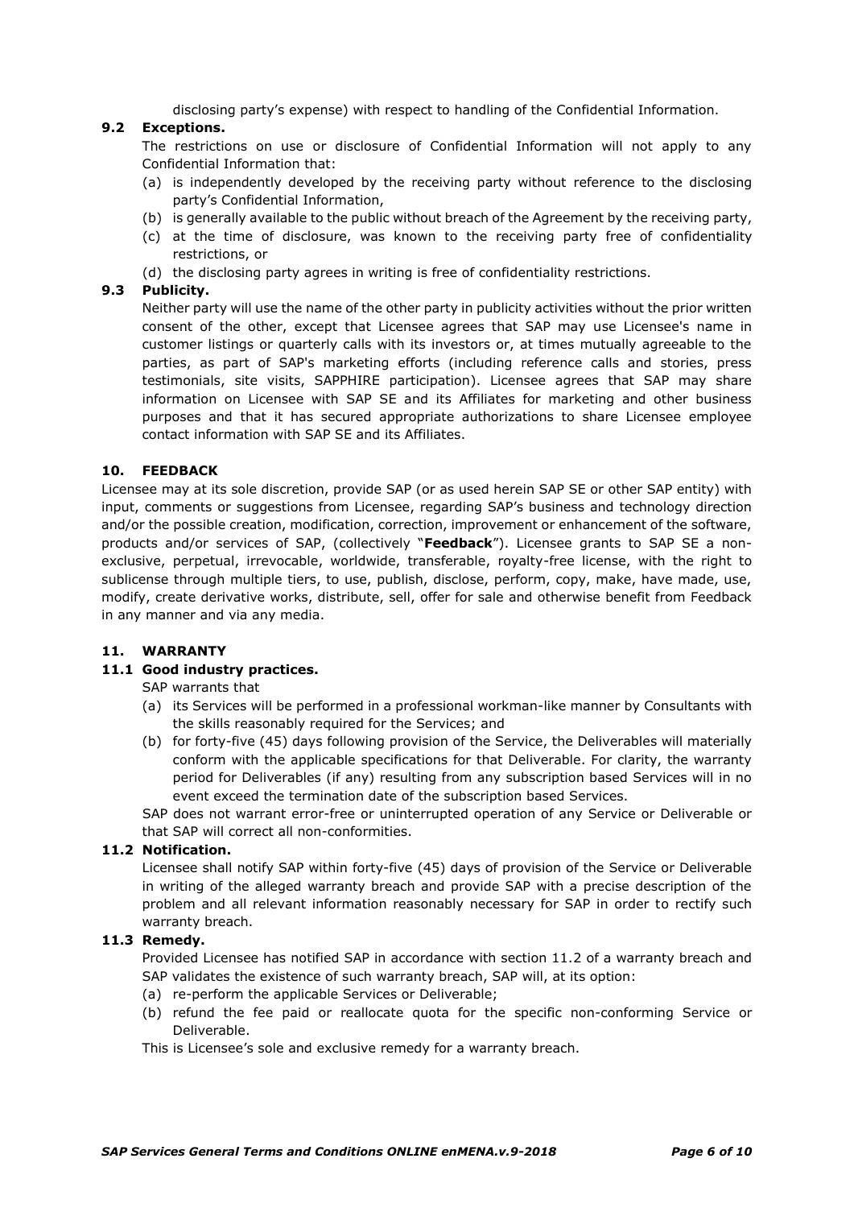disclosing party's expense) with respect to handling of the Confidential Information.

### 9.2 Exceptions.

The restrictions on use or disclosure of Confidential Information will not apply to any Confidential Information that:

(a) is independently developed by the receiving party without reference to the disclosing party's Confidential Information,

(b) is generally available to the public without breach of the Agreement by the receiving party,

(c) at the time of disclosure, was known to the receiving party free of confidentiality restrictions, or

(d) the disclosing party agrees in writing is free of confidentiality restrictions.

### 9.3 Publicity.

Neither party will use the name of the other party in publicity activities without the prior written consent of the other, except that Licensee agrees that SAP may use Licensee's name in customer listings or quarterly calls with its investors or, at times mutually agreeable to the parties, as part of SAP's marketing efforts (including reference calls and stories, press testimonials, site visits, SAPPHIRE participation). Licensee agrees that SAP may share information on Licensee with SAP SE and its Affiliates for marketing and other business purposes and that it has secured appropriate authorizations to share Licensee employee contact information with SAP SE and its Affiliates.

## 10. FEEDBACK

Licensee may at its sole discretion, provide SAP (or as used herein SAP SE or other SAP entity) with input, comments or suggestions from Licensee, regarding SAP's business and technology direction and/or the possible creation, modification, correction, improvement or enhancement of the software, products and/or services of SAP, (collectively "**Feedback**"). Licensee grants to SAP SE a non-exclusive, perpetual, irrevocable, worldwide, transferable, royalty-free license, with the right to sublicense through multiple tiers, to use, publish, disclose, perform, copy, make, have made, use, modify, create derivative works, distribute, sell, offer for sale and otherwise benefit from Feedback in any manner and via any media.

## 11. WARRANTY

### 11.1 Good industry practices.

SAP warrants that

(a) its Services will be performed in a professional workman-like manner by Consultants with the skills reasonably required for the Services; and

(b) for forty-five (45) days following provision of the Service, the Deliverables will materially conform with the applicable specifications for that Deliverable. For clarity, the warranty period for Deliverables (if any) resulting from any subscription based Services will in no event exceed the termination date of the subscription based Services.

SAP does not warrant error-free or uninterrupted operation of any Service or Deliverable or that SAP will correct all non-conformities.

### 11.2 Notification.

Licensee shall notify SAP within forty-five (45) days of provision of the Service or Deliverable in writing of the alleged warranty breach and provide SAP with a precise description of the problem and all relevant information reasonably necessary for SAP in order to rectify such warranty breach.

### 11.3 Remedy.

Provided Licensee has notified SAP in accordance with section 11.2 of a warranty breach and SAP validates the existence of such warranty breach, SAP will, at its option:

(a) re-perform the applicable Services or Deliverable;

(b) refund the fee paid or reallocate quota for the specific non-conforming Service or Deliverable.

This is Licensee's sole and exclusive remedy for a warranty breach.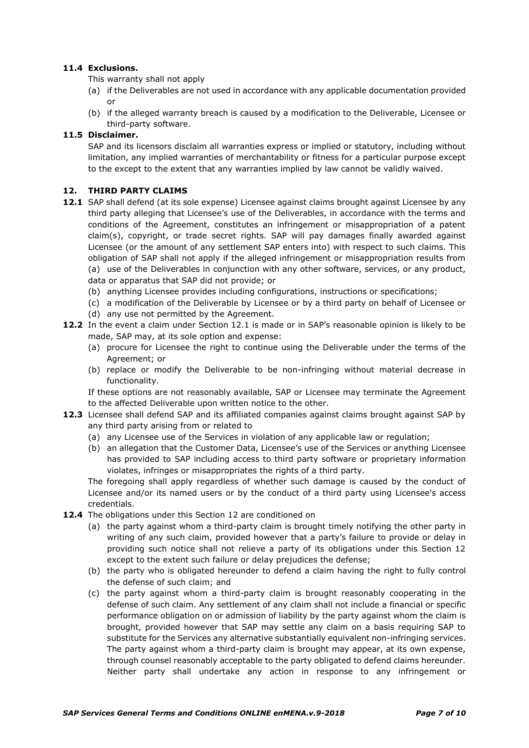**11.4 Exclusions.**

This warranty shall not apply

(a) if the Deliverables are not used in accordance with any applicable documentation provided or

(b) if the alleged warranty breach is caused by a modification to the Deliverable, Licensee or third-party software.

**11.5 Disclaimer.**

SAP and its licensors disclaim all warranties express or implied or statutory, including without limitation, any implied warranties of merchantability or fitness for a particular purpose except to the except to the extent that any warranties implied by law cannot be validly waived.

## 12. THIRD PARTY CLAIMS

**12.1** SAP shall defend (at its sole expense) Licensee against claims brought against Licensee by any third party alleging that Licensee's use of the Deliverables, in accordance with the terms and conditions of the Agreement, constitutes an infringement or misappropriation of a patent claim(s), copyright, or trade secret rights. SAP will pay damages finally awarded against Licensee (or the amount of any settlement SAP enters into) with respect to such claims. This obligation of SAP shall not apply if the alleged infringement or misappropriation results from

(a) use of the Deliverables in conjunction with any other software, services, or any product, data or apparatus that SAP did not provide; or

(b) anything Licensee provides including configurations, instructions or specifications;

(c) a modification of the Deliverable by Licensee or by a third party on behalf of Licensee or

(d) any use not permitted by the Agreement.

**12.2** In the event a claim under Section 12.1 is made or in SAP's reasonable opinion is likely to be made, SAP may, at its sole option and expense:

(a) procure for Licensee the right to continue using the Deliverable under the terms of the Agreement; or

(b) replace or modify the Deliverable to be non-infringing without material decrease in functionality.

If these options are not reasonably available, SAP or Licensee may terminate the Agreement to the affected Deliverable upon written notice to the other.

**12.3** Licensee shall defend SAP and its affiliated companies against claims brought against SAP by any third party arising from or related to

(a) any Licensee use of the Services in violation of any applicable law or regulation;

(b) an allegation that the Customer Data, Licensee's use of the Services or anything Licensee has provided to SAP including access to third party software or proprietary information violates, infringes or misappropriates the rights of a third party.

The foregoing shall apply regardless of whether such damage is caused by the conduct of Licensee and/or its named users or by the conduct of a third party using Licensee's access credentials.

**12.4** The obligations under this Section 12 are conditioned on

(a) the party against whom a third-party claim is brought timely notifying the other party in writing of any such claim, provided however that a party's failure to provide or delay in providing such notice shall not relieve a party of its obligations under this Section 12 except to the extent such failure or delay prejudices the defense;

(b) the party who is obligated hereunder to defend a claim having the right to fully control the defense of such claim; and

(c) the party against whom a third-party claim is brought reasonably cooperating in the defense of such claim. Any settlement of any claim shall not include a financial or specific performance obligation on or admission of liability by the party against whom the claim is brought, provided however that SAP may settle any claim on a basis requiring SAP to substitute for the Services any alternative substantially equivalent non-infringing services. The party against whom a third-party claim is brought may appear, at its own expense, through counsel reasonably acceptable to the party obligated to defend claims hereunder. Neither party shall undertake any action in response to any infringement or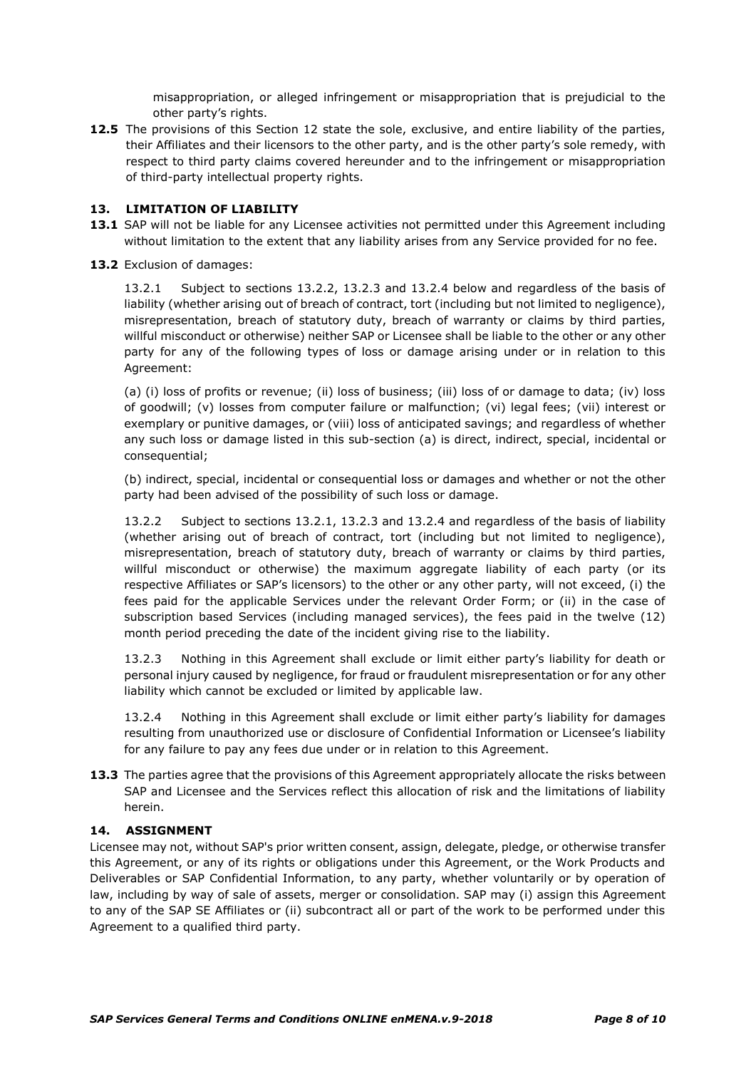misappropriation, or alleged infringement or misappropriation that is prejudicial to the other party's rights.

**12.5** The provisions of this Section 12 state the sole, exclusive, and entire liability of the parties, their Affiliates and their licensors to the other party, and is the other party's sole remedy, with respect to third party claims covered hereunder and to the infringement or misappropriation of third-party intellectual property rights.

## 13. LIMITATION OF LIABILITY

**13.1** SAP will not be liable for any Licensee activities not permitted under this Agreement including without limitation to the extent that any liability arises from any Service provided for no fee.

**13.2** Exclusion of damages:

13.2.1 Subject to sections 13.2.2, 13.2.3 and 13.2.4 below and regardless of the basis of liability (whether arising out of breach of contract, tort (including but not limited to negligence), misrepresentation, breach of statutory duty, breach of warranty or claims by third parties, willful misconduct or otherwise) neither SAP or Licensee shall be liable to the other or any other party for any of the following types of loss or damage arising under or in relation to this Agreement:

(a) (i) loss of profits or revenue; (ii) loss of business; (iii) loss of or damage to data; (iv) loss of goodwill; (v) losses from computer failure or malfunction; (vi) legal fees; (vii) interest or exemplary or punitive damages, or (viii) loss of anticipated savings; and regardless of whether any such loss or damage listed in this sub-section (a) is direct, indirect, special, incidental or consequential;

(b) indirect, special, incidental or consequential loss or damages and whether or not the other party had been advised of the possibility of such loss or damage.

13.2.2 Subject to sections 13.2.1, 13.2.3 and 13.2.4 and regardless of the basis of liability (whether arising out of breach of contract, tort (including but not limited to negligence), misrepresentation, breach of statutory duty, breach of warranty or claims by third parties, willful misconduct or otherwise) the maximum aggregate liability of each party (or its respective Affiliates or SAP's licensors) to the other or any other party, will not exceed, (i) the fees paid for the applicable Services under the relevant Order Form; or (ii) in the case of subscription based Services (including managed services), the fees paid in the twelve (12) month period preceding the date of the incident giving rise to the liability.

13.2.3 Nothing in this Agreement shall exclude or limit either party's liability for death or personal injury caused by negligence, for fraud or fraudulent misrepresentation or for any other liability which cannot be excluded or limited by applicable law.

13.2.4 Nothing in this Agreement shall exclude or limit either party's liability for damages resulting from unauthorized use or disclosure of Confidential Information or Licensee's liability for any failure to pay any fees due under or in relation to this Agreement.

**13.3** The parties agree that the provisions of this Agreement appropriately allocate the risks between SAP and Licensee and the Services reflect this allocation of risk and the limitations of liability herein.

## 14. ASSIGNMENT

Licensee may not, without SAP's prior written consent, assign, delegate, pledge, or otherwise transfer this Agreement, or any of its rights or obligations under this Agreement, or the Work Products and Deliverables or SAP Confidential Information, to any party, whether voluntarily or by operation of law, including by way of sale of assets, merger or consolidation. SAP may (i) assign this Agreement to any of the SAP SE Affiliates or (ii) subcontract all or part of the work to be performed under this Agreement to a qualified third party.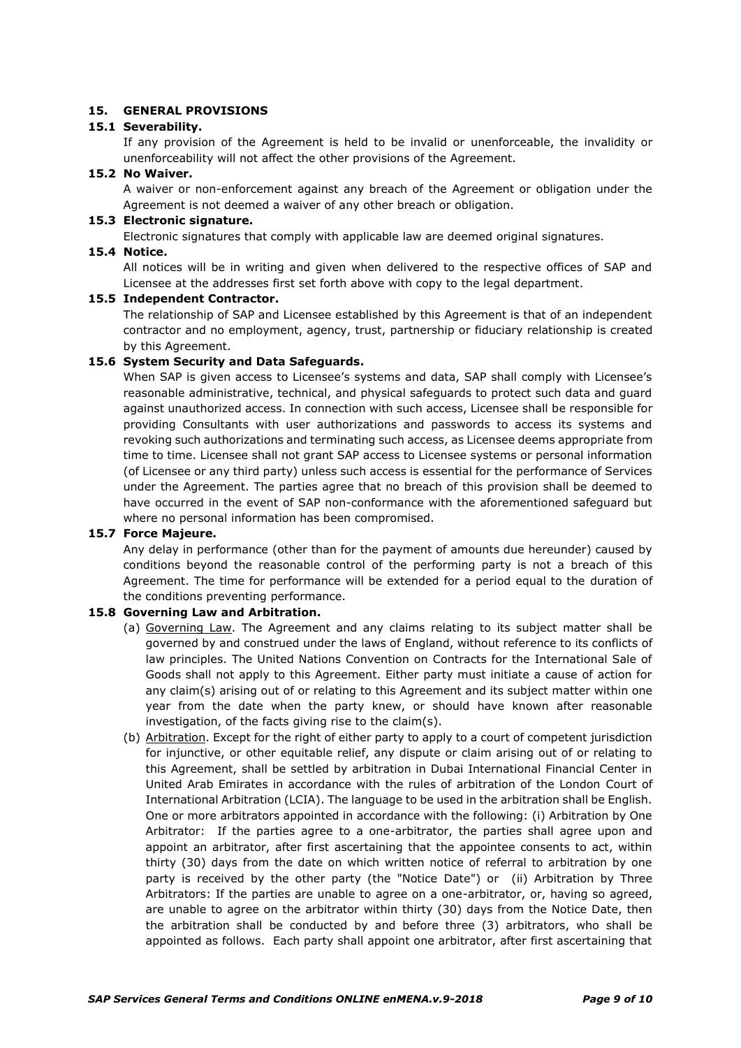## 15. GENERAL PROVISIONS

### 15.1 Severability.

If any provision of the Agreement is held to be invalid or unenforceable, the invalidity or unenforceability will not affect the other provisions of the Agreement.

### 15.2 No Waiver.

A waiver or non-enforcement against any breach of the Agreement or obligation under the Agreement is not deemed a waiver of any other breach or obligation.

### 15.3 Electronic signature.

Electronic signatures that comply with applicable law are deemed original signatures.

### 15.4 Notice.

All notices will be in writing and given when delivered to the respective offices of SAP and Licensee at the addresses first set forth above with copy to the legal department.

### 15.5 Independent Contractor.

The relationship of SAP and Licensee established by this Agreement is that of an independent contractor and no employment, agency, trust, partnership or fiduciary relationship is created by this Agreement.

### 15.6 System Security and Data Safeguards.

When SAP is given access to Licensee's systems and data, SAP shall comply with Licensee's reasonable administrative, technical, and physical safeguards to protect such data and guard against unauthorized access. In connection with such access, Licensee shall be responsible for providing Consultants with user authorizations and passwords to access its systems and revoking such authorizations and terminating such access, as Licensee deems appropriate from time to time. Licensee shall not grant SAP access to Licensee systems or personal information (of Licensee or any third party) unless such access is essential for the performance of Services under the Agreement. The parties agree that no breach of this provision shall be deemed to have occurred in the event of SAP non-conformance with the aforementioned safeguard but where no personal information has been compromised.

### 15.7 Force Majeure.

Any delay in performance (other than for the payment of amounts due hereunder) caused by conditions beyond the reasonable control of the performing party is not a breach of this Agreement. The time for performance will be extended for a period equal to the duration of the conditions preventing performance.

### 15.8 Governing Law and Arbitration.

(a) Governing Law. The Agreement and any claims relating to its subject matter shall be governed by and construed under the laws of England, without reference to its conflicts of law principles. The United Nations Convention on Contracts for the International Sale of Goods shall not apply to this Agreement. Either party must initiate a cause of action for any claim(s) arising out of or relating to this Agreement and its subject matter within one year from the date when the party knew, or should have known after reasonable investigation, of the facts giving rise to the claim(s).

(b) Arbitration. Except for the right of either party to apply to a court of competent jurisdiction for injunctive, or other equitable relief, any dispute or claim arising out of or relating to this Agreement, shall be settled by arbitration in Dubai International Financial Center in United Arab Emirates in accordance with the rules of arbitration of the London Court of International Arbitration (LCIA). The language to be used in the arbitration shall be English. One or more arbitrators appointed in accordance with the following: (i) Arbitration by One Arbitrator: If the parties agree to a one-arbitrator, the parties shall agree upon and appoint an arbitrator, after first ascertaining that the appointee consents to act, within thirty (30) days from the date on which written notice of referral to arbitration by one party is received by the other party (the "Notice Date") or (ii) Arbitration by Three Arbitrators: If the parties are unable to agree on a one-arbitrator, or, having so agreed, are unable to agree on the arbitrator within thirty (30) days from the Notice Date, then the arbitration shall be conducted by and before three (3) arbitrators, who shall be appointed as follows. Each party shall appoint one arbitrator, after first ascertaining that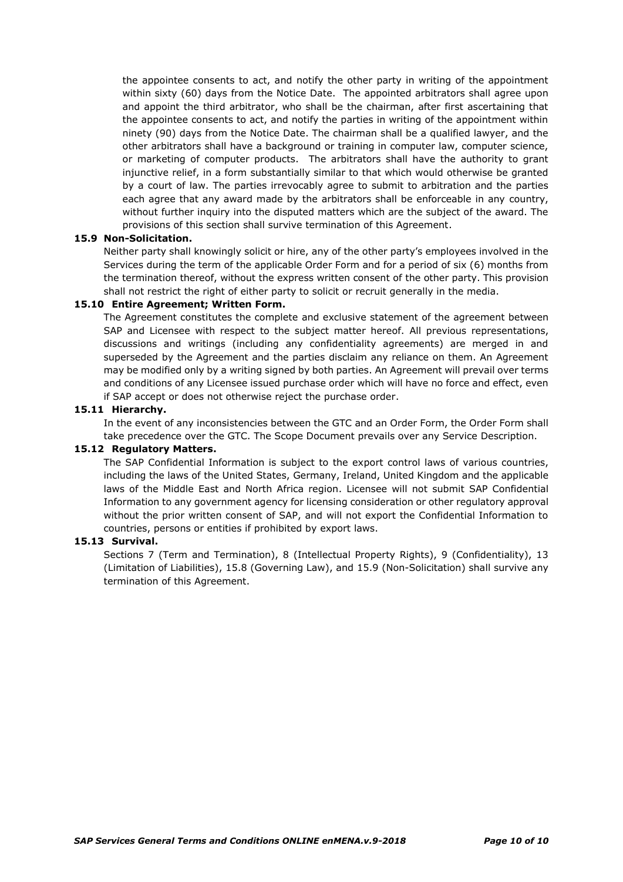the appointee consents to act, and notify the other party in writing of the appointment within sixty (60) days from the Notice Date. The appointed arbitrators shall agree upon and appoint the third arbitrator, who shall be the chairman, after first ascertaining that the appointee consents to act, and notify the parties in writing of the appointment within ninety (90) days from the Notice Date. The chairman shall be a qualified lawyer, and the other arbitrators shall have a background or training in computer law, computer science, or marketing of computer products. The arbitrators shall have the authority to grant injunctive relief, in a form substantially similar to that which would otherwise be granted by a court of law. The parties irrevocably agree to submit to arbitration and the parties each agree that any award made by the arbitrators shall be enforceable in any country, without further inquiry into the disputed matters which are the subject of the award. The provisions of this section shall survive termination of this Agreement.

**15.9 Non-Solicitation.**

Neither party shall knowingly solicit or hire, any of the other party's employees involved in the Services during the term of the applicable Order Form and for a period of six (6) months from the termination thereof, without the express written consent of the other party. This provision shall not restrict the right of either party to solicit or recruit generally in the media.

**15.10 Entire Agreement; Written Form.**

The Agreement constitutes the complete and exclusive statement of the agreement between SAP and Licensee with respect to the subject matter hereof. All previous representations, discussions and writings (including any confidentiality agreements) are merged in and superseded by the Agreement and the parties disclaim any reliance on them. An Agreement may be modified only by a writing signed by both parties. An Agreement will prevail over terms and conditions of any Licensee issued purchase order which will have no force and effect, even if SAP accept or does not otherwise reject the purchase order.

**15.11 Hierarchy.**

In the event of any inconsistencies between the GTC and an Order Form, the Order Form shall take precedence over the GTC. The Scope Document prevails over any Service Description.

**15.12 Regulatory Matters.**

The SAP Confidential Information is subject to the export control laws of various countries, including the laws of the United States, Germany, Ireland, United Kingdom and the applicable laws of the Middle East and North Africa region. Licensee will not submit SAP Confidential Information to any government agency for licensing consideration or other regulatory approval without the prior written consent of SAP, and will not export the Confidential Information to countries, persons or entities if prohibited by export laws.

**15.13 Survival.**

Sections 7 (Term and Termination), 8 (Intellectual Property Rights), 9 (Confidentiality), 13 (Limitation of Liabilities), 15.8 (Governing Law), and 15.9 (Non-Solicitation) shall survive any termination of this Agreement.